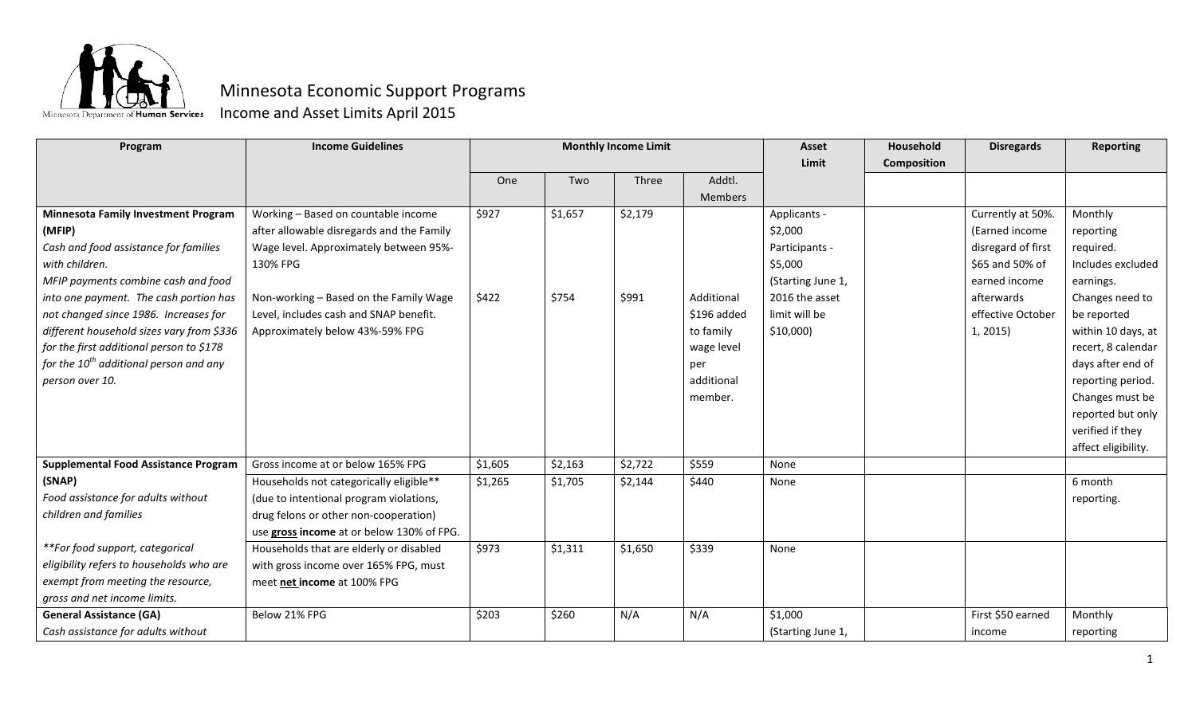Minnesota Department of Human Services

# Minnesota Economic Support Programs

## Income and Asset Limits April 2015

| Program | Income Guidelines | Monthly Income Limit | | | | Asset Limit | Household Composition | Disregards | Reporting |
|---|---|---|---|---|---|---|---|---|---|
| | | One | Two | Three | Addtl. Members | | | | |
| **Minnesota Family Investment Program (MFIP)** *Cash and food assistance for families with children. MFIP payments combine cash and food into one payment. The cash portion has not changed since 1986. Increases for different household sizes vary from $336 for the first additional person to $178 for the 10th additional person and any person over 10.* | Working – Based on countable income after allowable disregards and the Family Wage level. Approximately between 95%-130% FPG | $927 | $1,657 | $2,179 | | Applicants - $2,000 Participants - $5,000 (Starting June 1, 2016 the asset limit will be $10,000) | | Currently at 50%. (Earned income disregard of first $65 and 50% of earned income afterwards effective October 1, 2015) | Monthly reporting required. Includes excluded earnings. Changes need to be reported within 10 days, at recert, 8 calendar days after end of reporting period. Changes must be reported but only verified if they affect eligibility. |
| | Non-working – Based on the Family Wage Level, includes cash and SNAP benefit. Approximately below 43%-59% FPG | $422 | $754 | $991 | Additional $196 added to family wage level per additional member. | | | | |
| **Supplemental Food Assistance Program (SNAP)** *Food assistance for adults without children and families* | Gross income at or below 165% FPG | $1,605 | $2,163 | $2,722 | $559 | None | | | |
| | Households not categorically eligible** (due to intentional program violations, drug felons or other non-cooperation) use **gross income** at or below 130% of FPG. | $1,265 | $1,705 | $2,144 | $440 | None | | | 6 month reporting. |
| *\*\*For food support, categorical eligibility refers to households who are exempt from meeting the resource, gross and net income limits.* | Households that are elderly or disabled with gross income over 165% FPG, must meet **net income** at 100% FPG | $973 | $1,311 | $1,650 | $339 | None | | | |
| **General Assistance (GA)** *Cash assistance for adults without* | Below 21% FPG | $203 | $260 | N/A | N/A | $1,000 (Starting June 1, | | First $50 earned income | Monthly reporting |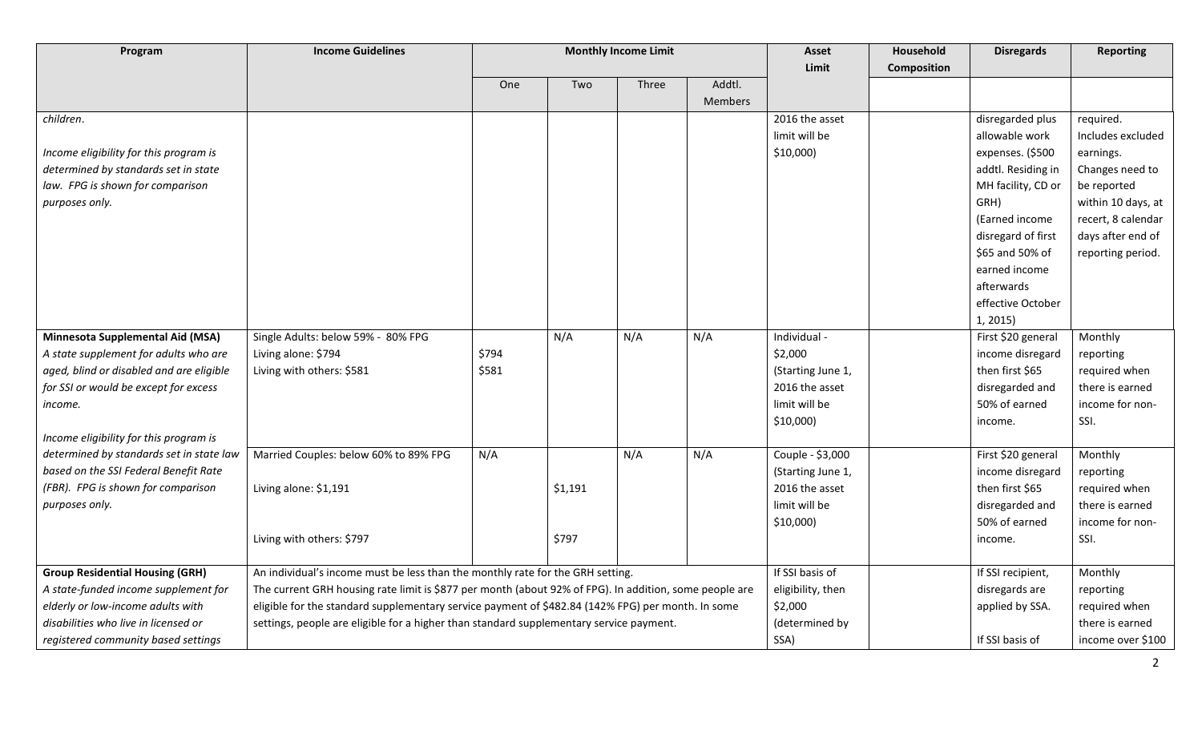| Program | Income Guidelines | Monthly Income Limit | | | | Asset Limit | Household Composition | Disregards | Reporting |
|---|---|---|---|---|---|---|---|---|---|
| | | One | Two | Three | Addtl. Members | | | | |
| *children.*<br><br>*Income eligibility for this program is determined by standards set in state law. FPG is shown for comparison purposes only.* | | | | | | 2016 the asset limit will be $10,000) | | disregarded plus allowable work expenses. ($500 addtl. Residing in MH facility, CD or GRH) (Earned income disregard of first $65 and 50% of earned income afterwards effective October 1, 2015) | required. Includes excluded earnings. Changes need to be reported within 10 days, at recert, 8 calendar days after end of reporting period. |
| **Minnesota Supplemental Aid (MSA)**<br>*A state supplement for adults who are aged, blind or disabled and are eligible for SSI or would be except for excess income.*<br><br>*Income eligibility for this program is determined by standards set in state law based on the SSI Federal Benefit Rate (FBR). FPG is shown for comparison purposes only.* | Single Adults: below 59% - 80% FPG<br>Living alone: $794<br>Living with others: $581 | $794<br>$581 | N/A | N/A | N/A | Individual - $2,000 (Starting June 1, 2016 the asset limit will be $10,000) | | First $20 general income disregard then first $65 disregarded and 50% of earned income. | Monthly reporting required when there is earned income for non-SSI. |
| | Married Couples: below 60% to 89% FPG<br><br>Living alone: $1,191<br><br>Living with others: $797 | N/A | $1,191<br><br>$797 | N/A | N/A | Couple - $3,000 (Starting June 1, 2016 the asset limit will be $10,000) | | First $20 general income disregard then first $65 disregarded and 50% of earned income. | Monthly reporting required when there is earned income for non-SSI. |
| **Group Residential Housing (GRH)**<br>*A state-funded income supplement for elderly or low-income adults with disabilities who live in licensed or registered community based settings* | An individual's income must be less than the monthly rate for the GRH setting.<br>The current GRH housing rate limit is $877 per month (about 92% of FPG). In addition, some people are eligible for the standard supplementary service payment of $482.84 (142% FPG) per month. In some settings, people are eligible for a higher than standard supplementary service payment. | | | | | If SSI basis of eligibility, then $2,000 (determined by SSA) | | If SSI recipient, disregards are applied by SSA.<br><br>If SSI basis of | Monthly reporting required when there is earned income over $100 |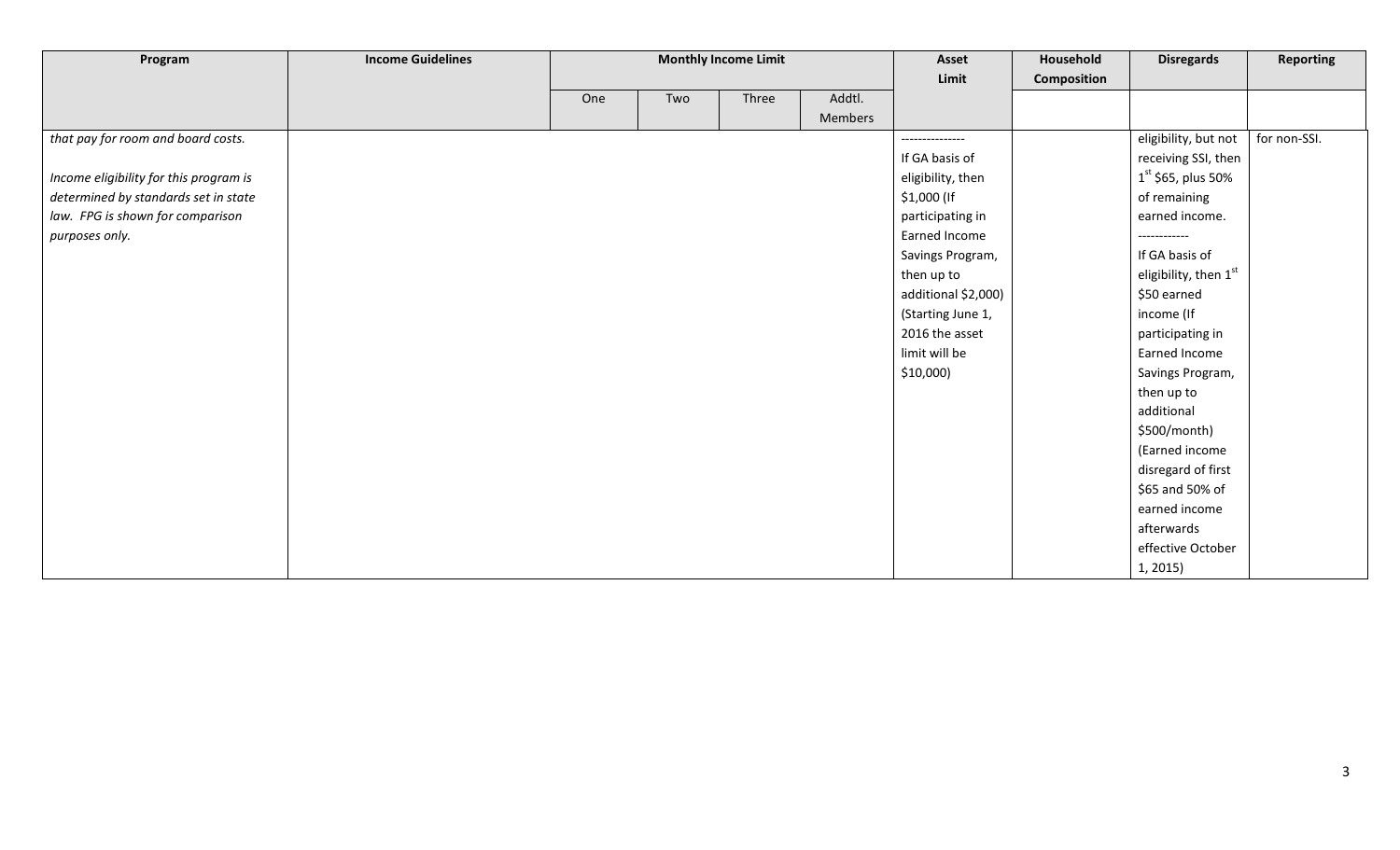| Program | Income Guidelines | Monthly Income Limit | | | | Asset Limit | Household Composition | Disregards | Reporting |
|---|---|---|---|---|---|---|---|---|---|
| | | One | Two | Three | Addtl. Members | | | | |
| *that pay for room and board costs.*<br><br>*Income eligibility for this program is determined by standards set in state law. FPG is shown for comparison purposes only.* | | | | | | ---------------<br>If GA basis of eligibility, then $1,000 (If participating in Earned Income Savings Program, then up to additional $2,000) (Starting June 1, 2016 the asset limit will be $10,000) | | eligibility, but not receiving SSI, then 1st $65, plus 50% of remaining earned income.<br>------------<br>If GA basis of eligibility, then 1st $50 earned income (If participating in Earned Income Savings Program, then up to additional $500/month) (Earned income disregard of first $65 and 50% of earned income afterwards effective October 1, 2015) | for non-SSI. |